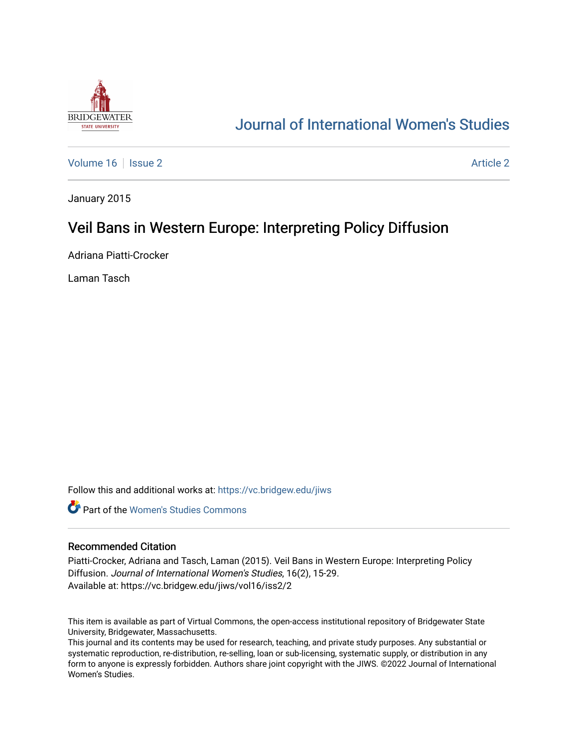# Journal of International Women's Studies

Volume 16 | Issue 2 | Article 2

January 2015

## Veil Bans in Western Europe: Interpreting Policy Diffusion

Adriana Piatti-Crocker

Laman Tasch

Follow this and additional works at: https://vc.bridgew.edu/jiws

Part of the Women's Studies Commons

### Recommended Citation

Piatti-Crocker, Adriana and Tasch, Laman (2015). Veil Bans in Western Europe: Interpreting Policy Diffusion. *Journal of International Women's Studies*, 16(2), 15-29.
Available at: https://vc.bridgew.edu/jiws/vol16/iss2/2

This item is available as part of Virtual Commons, the open-access institutional repository of Bridgewater State University, Bridgewater, Massachusetts.
This journal and its contents may be used for research, teaching, and private study purposes. Any substantial or systematic reproduction, re-distribution, re-selling, loan or sub-licensing, systematic supply, or distribution in any form to anyone is expressly forbidden. Authors share joint copyright with the JIWS. ©2022 Journal of International Women's Studies.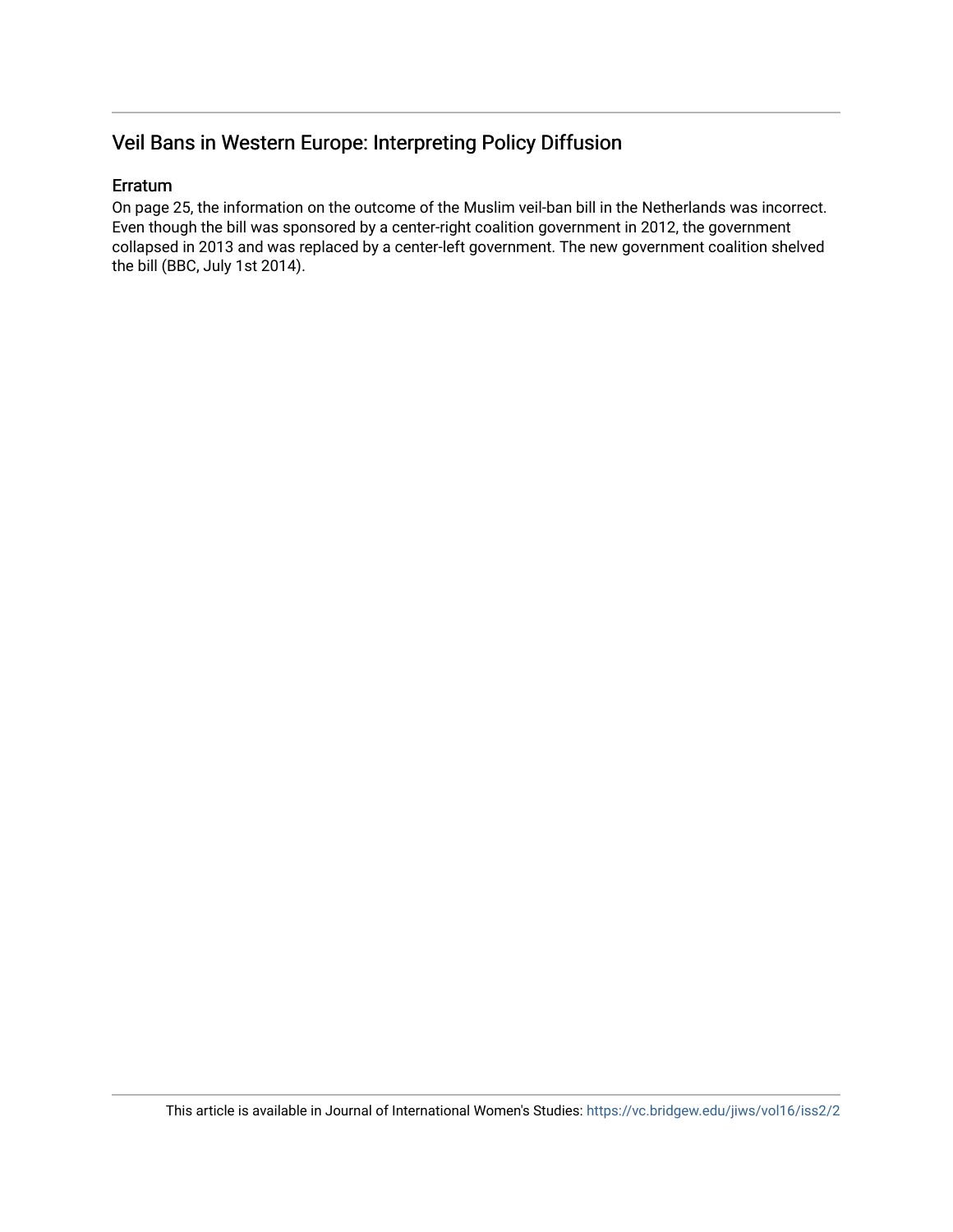## Veil Bans in Western Europe: Interpreting Policy Diffusion

### Erratum

On page 25, the information on the outcome of the Muslim veil-ban bill in the Netherlands was incorrect. Even though the bill was sponsored by a center-right coalition government in 2012, the government collapsed in 2013 and was replaced by a center-left government. The new government coalition shelved the bill (BBC, July 1st 2014).

This article is available in Journal of International Women's Studies: https://vc.bridgew.edu/jiws/vol16/iss2/2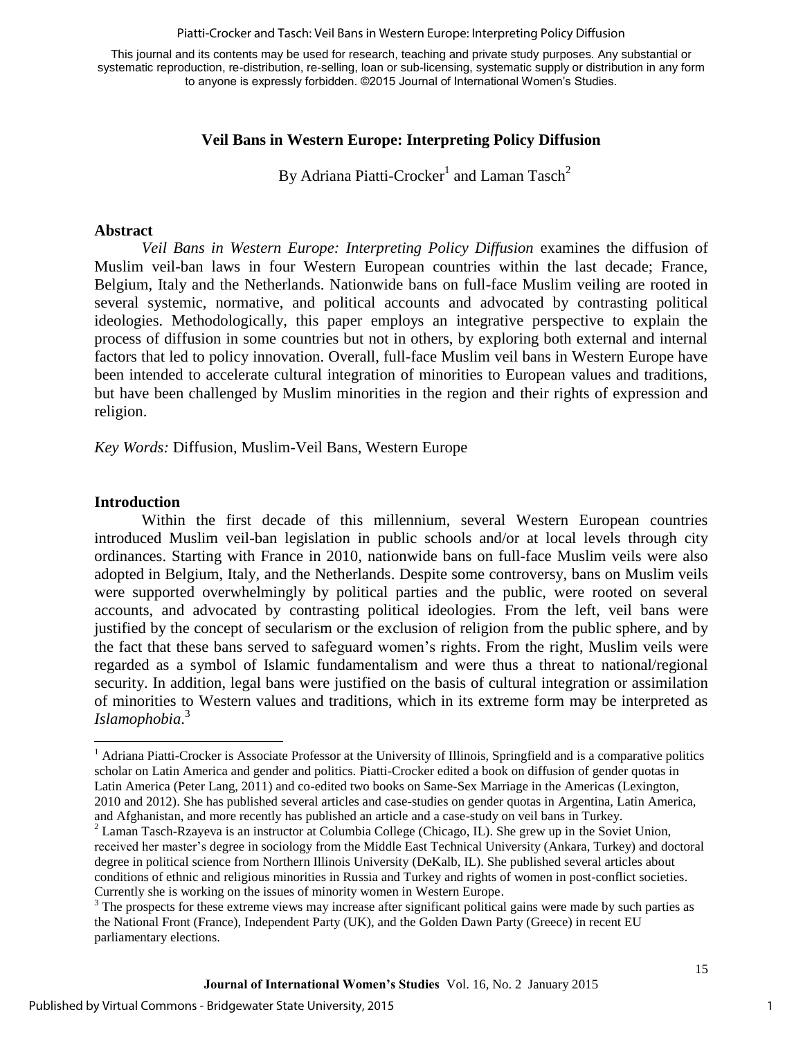# Veil Bans in Western Europe: Interpreting Policy Diffusion

By Adriana Piatti-Crocker[1] and Laman Tasch[2]

## Abstract

*Veil Bans in Western Europe: Interpreting Policy Diffusion* examines the diffusion of Muslim veil-ban laws in four Western European countries within the last decade; France, Belgium, Italy and the Netherlands. Nationwide bans on full-face Muslim veiling are rooted in several systemic, normative, and political accounts and advocated by contrasting political ideologies. Methodologically, this paper employs an integrative perspective to explain the process of diffusion in some countries but not in others, by exploring both external and internal factors that led to policy innovation. Overall, full-face Muslim veil bans in Western Europe have been intended to accelerate cultural integration of minorities to European values and traditions, but have been challenged by Muslim minorities in the region and their rights of expression and religion.

*Key Words:* Diffusion, Muslim-Veil Bans, Western Europe

## Introduction

Within the first decade of this millennium, several Western European countries introduced Muslim veil-ban legislation in public schools and/or at local levels through city ordinances. Starting with France in 2010, nationwide bans on full-face Muslim veils were also adopted in Belgium, Italy, and the Netherlands. Despite some controversy, bans on Muslim veils were supported overwhelmingly by political parties and the public, were rooted on several accounts, and advocated by contrasting political ideologies. From the left, veil bans were justified by the concept of secularism or the exclusion of religion from the public sphere, and by the fact that these bans served to safeguard women's rights. From the right, Muslim veils were regarded as a symbol of Islamic fundamentalism and were thus a threat to national/regional security. In addition, legal bans were justified on the basis of cultural integration or assimilation of minorities to Western values and traditions, which in its extreme form may be interpreted as *Islamophobia*.[3]

---

[1] Adriana Piatti-Crocker is Associate Professor at the University of Illinois, Springfield and is a comparative politics scholar on Latin America and gender and politics. Piatti-Crocker edited a book on diffusion of gender quotas in Latin America (Peter Lang, 2011) and co-edited two books on Same-Sex Marriage in the Americas (Lexington, 2010 and 2012). She has published several articles and case-studies on gender quotas in Argentina, Latin America, and Afghanistan, and more recently has published an article and a case-study on veil bans in Turkey.

[2] Laman Tasch-Rzayeva is an instructor at Columbia College (Chicago, IL). She grew up in the Soviet Union, received her master's degree in sociology from the Middle East Technical University (Ankara, Turkey) and doctoral degree in political science from Northern Illinois University (DeKalb, IL). She published several articles about conditions of ethnic and religious minorities in Russia and Turkey and rights of women in post-conflict societies. Currently she is working on the issues of minority women in Western Europe.

[3] The prospects for these extreme views may increase after significant political gains were made by such parties as the National Front (France), Independent Party (UK), and the Golden Dawn Party (Greece) in recent EU parliamentary elections.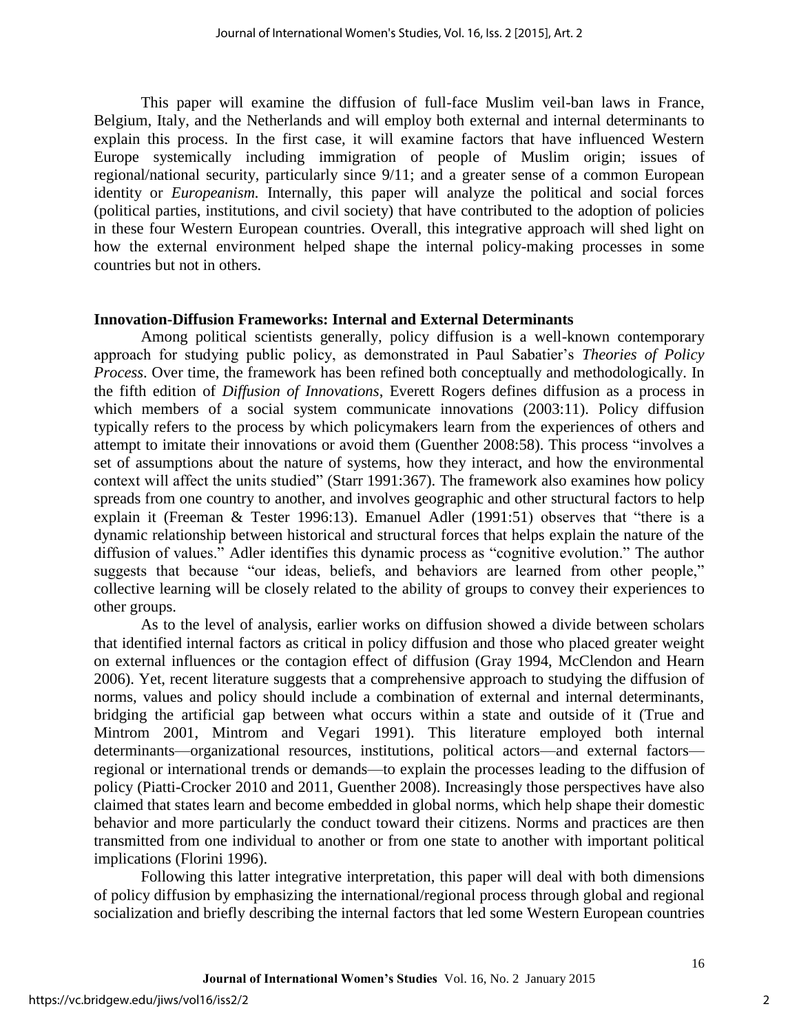This paper will examine the diffusion of full-face Muslim veil-ban laws in France, Belgium, Italy, and the Netherlands and will employ both external and internal determinants to explain this process. In the first case, it will examine factors that have influenced Western Europe systemically including immigration of people of Muslim origin; issues of regional/national security, particularly since 9/11; and a greater sense of a common European identity or *Europeanism.* Internally, this paper will analyze the political and social forces (political parties, institutions, and civil society) that have contributed to the adoption of policies in these four Western European countries. Overall, this integrative approach will shed light on how the external environment helped shape the internal policy-making processes in some countries but not in others.

## Innovation-Diffusion Frameworks: Internal and External Determinants

Among political scientists generally, policy diffusion is a well-known contemporary approach for studying public policy, as demonstrated in Paul Sabatier's *Theories of Policy Process*. Over time, the framework has been refined both conceptually and methodologically. In the fifth edition of *Diffusion of Innovations*, Everett Rogers defines diffusion as a process in which members of a social system communicate innovations (2003:11). Policy diffusion typically refers to the process by which policymakers learn from the experiences of others and attempt to imitate their innovations or avoid them (Guenther 2008:58). This process "involves a set of assumptions about the nature of systems, how they interact, and how the environmental context will affect the units studied" (Starr 1991:367). The framework also examines how policy spreads from one country to another, and involves geographic and other structural factors to help explain it (Freeman & Tester 1996:13). Emanuel Adler (1991:51) observes that "there is a dynamic relationship between historical and structural forces that helps explain the nature of the diffusion of values." Adler identifies this dynamic process as "cognitive evolution." The author suggests that because "our ideas, beliefs, and behaviors are learned from other people," collective learning will be closely related to the ability of groups to convey their experiences to other groups.

As to the level of analysis, earlier works on diffusion showed a divide between scholars that identified internal factors as critical in policy diffusion and those who placed greater weight on external influences or the contagion effect of diffusion (Gray 1994, McClendon and Hearn 2006). Yet, recent literature suggests that a comprehensive approach to studying the diffusion of norms, values and policy should include a combination of external and internal determinants, bridging the artificial gap between what occurs within a state and outside of it (True and Mintrom 2001, Mintrom and Vegari 1991). This literature employed both internal determinants—organizational resources, institutions, political actors—and external factors—regional or international trends or demands—to explain the processes leading to the diffusion of policy (Piatti-Crocker 2010 and 2011, Guenther 2008). Increasingly those perspectives have also claimed that states learn and become embedded in global norms, which help shape their domestic behavior and more particularly the conduct toward their citizens. Norms and practices are then transmitted from one individual to another or from one state to another with important political implications (Florini 1996).

Following this latter integrative interpretation, this paper will deal with both dimensions of policy diffusion by emphasizing the international/regional process through global and regional socialization and briefly describing the internal factors that led some Western European countries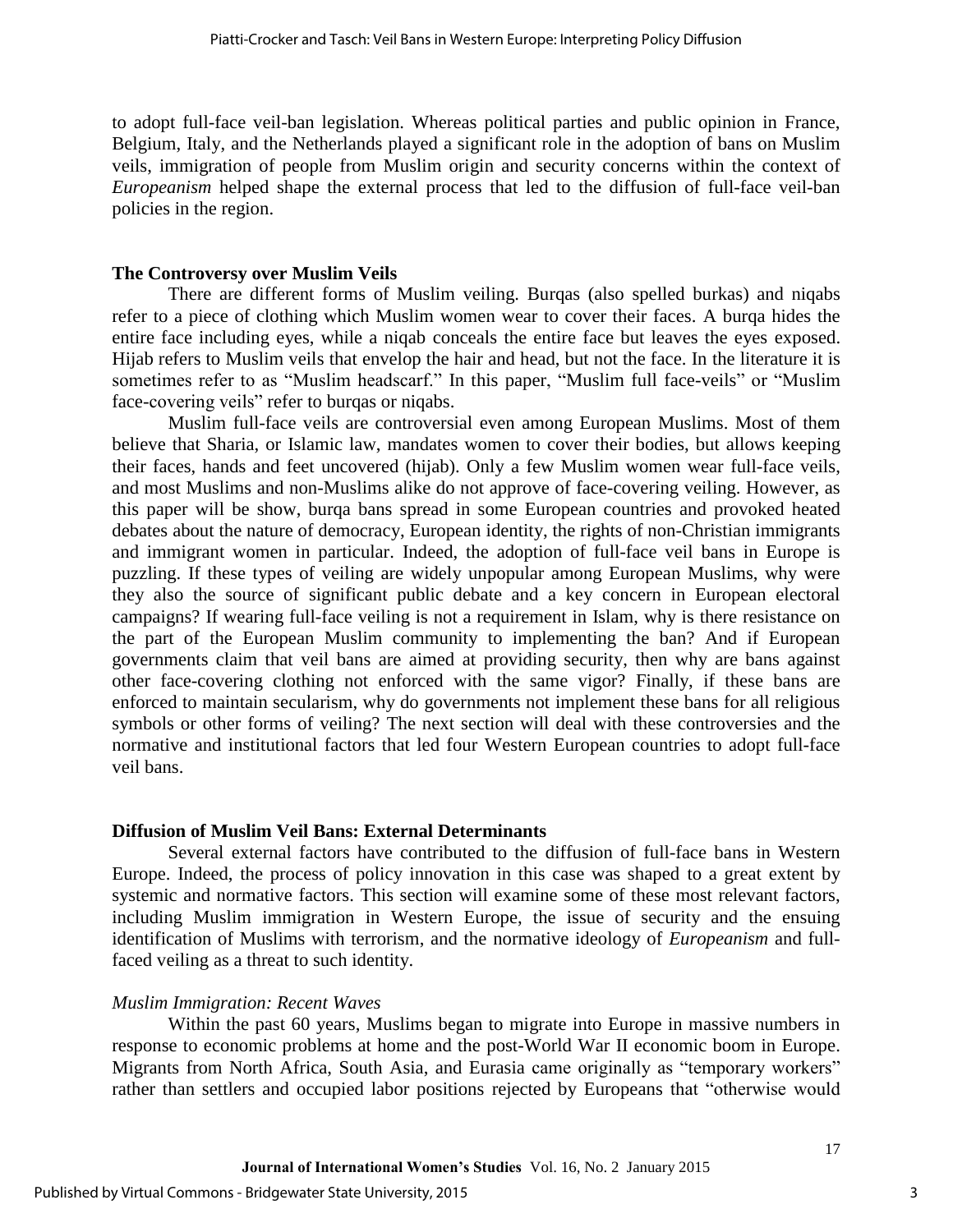to adopt full-face veil-ban legislation. Whereas political parties and public opinion in France, Belgium, Italy, and the Netherlands played a significant role in the adoption of bans on Muslim veils, immigration of people from Muslim origin and security concerns within the context of *Europeanism* helped shape the external process that led to the diffusion of full-face veil-ban policies in the region.

## The Controversy over Muslim Veils

There are different forms of Muslim veiling. Burqas (also spelled burkas) and niqabs refer to a piece of clothing which Muslim women wear to cover their faces. A burqa hides the entire face including eyes, while a niqab conceals the entire face but leaves the eyes exposed. Hijab refers to Muslim veils that envelop the hair and head, but not the face. In the literature it is sometimes refer to as "Muslim headscarf." In this paper, "Muslim full face-veils" or "Muslim face-covering veils" refer to burqas or niqabs.

Muslim full-face veils are controversial even among European Muslims. Most of them believe that Sharia, or Islamic law, mandates women to cover their bodies, but allows keeping their faces, hands and feet uncovered (hijab). Only a few Muslim women wear full-face veils, and most Muslims and non-Muslims alike do not approve of face-covering veiling. However, as this paper will be show, burqa bans spread in some European countries and provoked heated debates about the nature of democracy, European identity, the rights of non-Christian immigrants and immigrant women in particular. Indeed, the adoption of full-face veil bans in Europe is puzzling. If these types of veiling are widely unpopular among European Muslims, why were they also the source of significant public debate and a key concern in European electoral campaigns? If wearing full-face veiling is not a requirement in Islam, why is there resistance on the part of the European Muslim community to implementing the ban? And if European governments claim that veil bans are aimed at providing security, then why are bans against other face-covering clothing not enforced with the same vigor? Finally, if these bans are enforced to maintain secularism, why do governments not implement these bans for all religious symbols or other forms of veiling? The next section will deal with these controversies and the normative and institutional factors that led four Western European countries to adopt full-face veil bans.

## Diffusion of Muslim Veil Bans: External Determinants

Several external factors have contributed to the diffusion of full-face bans in Western Europe. Indeed, the process of policy innovation in this case was shaped to a great extent by systemic and normative factors. This section will examine some of these most relevant factors, including Muslim immigration in Western Europe, the issue of security and the ensuing identification of Muslims with terrorism, and the normative ideology of *Europeanism* and full-faced veiling as a threat to such identity.

### *Muslim Immigration: Recent Waves*

Within the past 60 years, Muslims began to migrate into Europe in massive numbers in response to economic problems at home and the post-World War II economic boom in Europe. Migrants from North Africa, South Asia, and Eurasia came originally as "temporary workers" rather than settlers and occupied labor positions rejected by Europeans that "otherwise would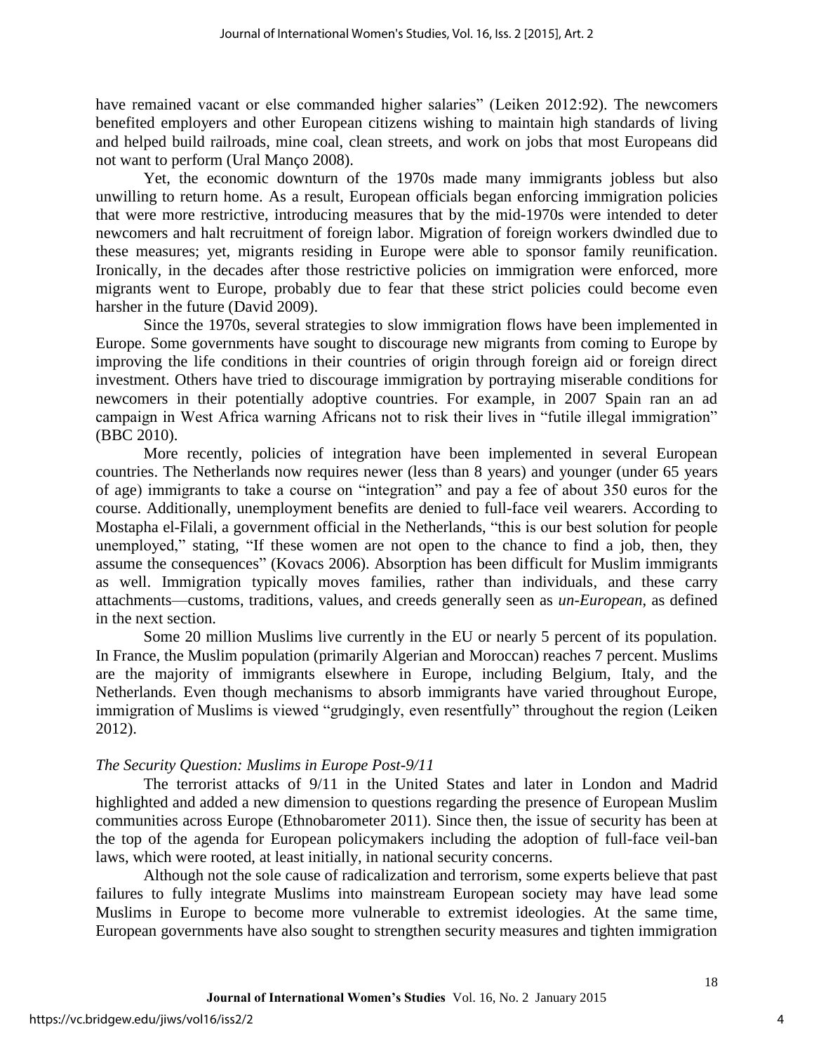have remained vacant or else commanded higher salaries" (Leiken 2012:92). The newcomers benefited employers and other European citizens wishing to maintain high standards of living and helped build railroads, mine coal, clean streets, and work on jobs that most Europeans did not want to perform (Ural Manço 2008).

Yet, the economic downturn of the 1970s made many immigrants jobless but also unwilling to return home. As a result, European officials began enforcing immigration policies that were more restrictive, introducing measures that by the mid-1970s were intended to deter newcomers and halt recruitment of foreign labor. Migration of foreign workers dwindled due to these measures; yet, migrants residing in Europe were able to sponsor family reunification. Ironically, in the decades after those restrictive policies on immigration were enforced, more migrants went to Europe, probably due to fear that these strict policies could become even harsher in the future (David 2009).

Since the 1970s, several strategies to slow immigration flows have been implemented in Europe. Some governments have sought to discourage new migrants from coming to Europe by improving the life conditions in their countries of origin through foreign aid or foreign direct investment. Others have tried to discourage immigration by portraying miserable conditions for newcomers in their potentially adoptive countries. For example, in 2007 Spain ran an ad campaign in West Africa warning Africans not to risk their lives in "futile illegal immigration" (BBC 2010).

More recently, policies of integration have been implemented in several European countries. The Netherlands now requires newer (less than 8 years) and younger (under 65 years of age) immigrants to take a course on "integration" and pay a fee of about 350 euros for the course. Additionally, unemployment benefits are denied to full-face veil wearers. According to Mostapha el-Filali, a government official in the Netherlands, "this is our best solution for people unemployed," stating, "If these women are not open to the chance to find a job, then, they assume the consequences" (Kovacs 2006). Absorption has been difficult for Muslim immigrants as well. Immigration typically moves families, rather than individuals, and these carry attachments—customs, traditions, values, and creeds generally seen as *un-European*, as defined in the next section.

Some 20 million Muslims live currently in the EU or nearly 5 percent of its population. In France, the Muslim population (primarily Algerian and Moroccan) reaches 7 percent. Muslims are the majority of immigrants elsewhere in Europe, including Belgium, Italy, and the Netherlands. Even though mechanisms to absorb immigrants have varied throughout Europe, immigration of Muslims is viewed "grudgingly, even resentfully" throughout the region (Leiken 2012).

### *The Security Question: Muslims in Europe Post-9/11*

The terrorist attacks of 9/11 in the United States and later in London and Madrid highlighted and added a new dimension to questions regarding the presence of European Muslim communities across Europe (Ethnobarometer 2011). Since then, the issue of security has been at the top of the agenda for European policymakers including the adoption of full-face veil-ban laws, which were rooted, at least initially, in national security concerns.

Although not the sole cause of radicalization and terrorism, some experts believe that past failures to fully integrate Muslims into mainstream European society may have lead some Muslims in Europe to become more vulnerable to extremist ideologies. At the same time, European governments have also sought to strengthen security measures and tighten immigration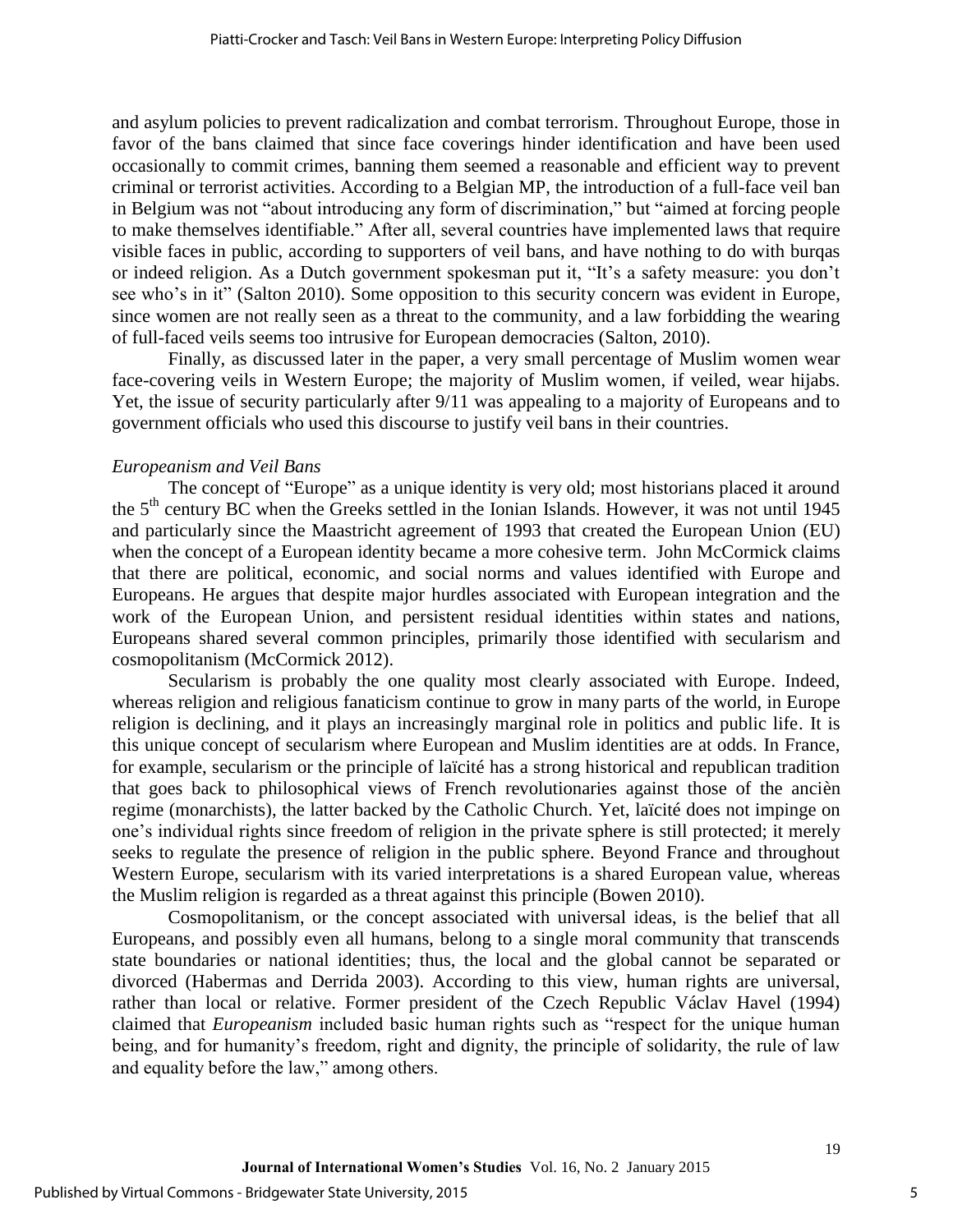and asylum policies to prevent radicalization and combat terrorism. Throughout Europe, those in favor of the bans claimed that since face coverings hinder identification and have been used occasionally to commit crimes, banning them seemed a reasonable and efficient way to prevent criminal or terrorist activities. According to a Belgian MP, the introduction of a full-face veil ban in Belgium was not "about introducing any form of discrimination," but "aimed at forcing people to make themselves identifiable." After all, several countries have implemented laws that require visible faces in public, according to supporters of veil bans, and have nothing to do with burqas or indeed religion. As a Dutch government spokesman put it, "It's a safety measure: you don't see who's in it" (Salton 2010). Some opposition to this security concern was evident in Europe, since women are not really seen as a threat to the community, and a law forbidding the wearing of full-faced veils seems too intrusive for European democracies (Salton, 2010).

Finally, as discussed later in the paper, a very small percentage of Muslim women wear face-covering veils in Western Europe; the majority of Muslim women, if veiled, wear hijabs. Yet, the issue of security particularly after 9/11 was appealing to a majority of Europeans and to government officials who used this discourse to justify veil bans in their countries.

### *Europeanism and Veil Bans*

The concept of "Europe" as a unique identity is very old; most historians placed it around the 5th century BC when the Greeks settled in the Ionian Islands. However, it was not until 1945 and particularly since the Maastricht agreement of 1993 that created the European Union (EU) when the concept of a European identity became a more cohesive term. John McCormick claims that there are political, economic, and social norms and values identified with Europe and Europeans. He argues that despite major hurdles associated with European integration and the work of the European Union, and persistent residual identities within states and nations, Europeans shared several common principles, primarily those identified with secularism and cosmopolitanism (McCormick 2012).

Secularism is probably the one quality most clearly associated with Europe. Indeed, whereas religion and religious fanaticism continue to grow in many parts of the world, in Europe religion is declining, and it plays an increasingly marginal role in politics and public life. It is this unique concept of secularism where European and Muslim identities are at odds. In France, for example, secularism or the principle of laïcité has a strong historical and republican tradition that goes back to philosophical views of French revolutionaries against those of the ancièn regime (monarchists), the latter backed by the Catholic Church. Yet, laïcité does not impinge on one's individual rights since freedom of religion in the private sphere is still protected; it merely seeks to regulate the presence of religion in the public sphere. Beyond France and throughout Western Europe, secularism with its varied interpretations is a shared European value, whereas the Muslim religion is regarded as a threat against this principle (Bowen 2010).

Cosmopolitanism, or the concept associated with universal ideas, is the belief that all Europeans, and possibly even all humans, belong to a single moral community that transcends state boundaries or national identities; thus, the local and the global cannot be separated or divorced (Habermas and Derrida 2003). According to this view, human rights are universal, rather than local or relative. Former president of the Czech Republic Václav Havel (1994) claimed that *Europeanism* included basic human rights such as "respect for the unique human being, and for humanity's freedom, right and dignity, the principle of solidarity, the rule of law and equality before the law," among others.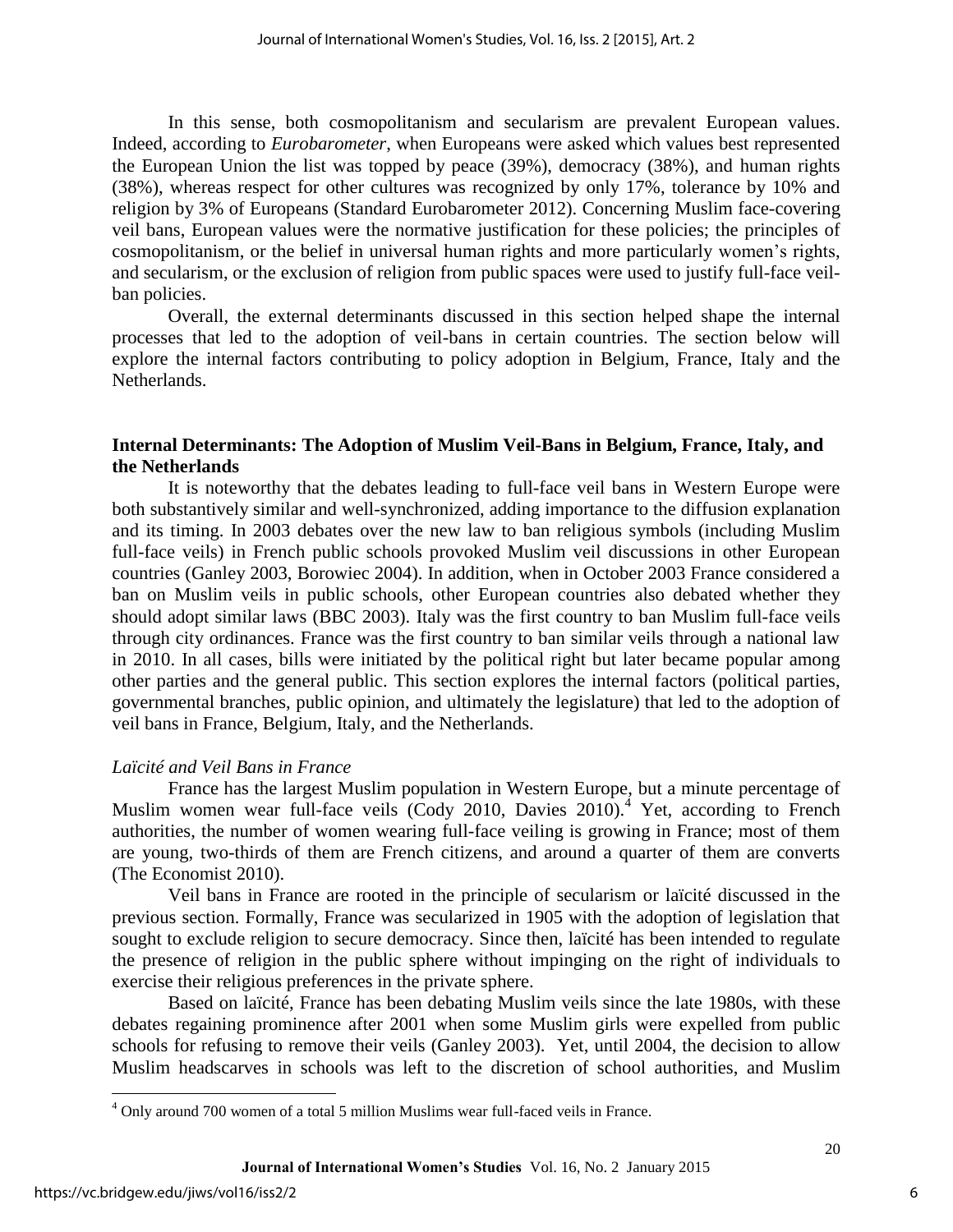In this sense, both cosmopolitanism and secularism are prevalent European values. Indeed, according to *Eurobarometer*, when Europeans were asked which values best represented the European Union the list was topped by peace (39%), democracy (38%), and human rights (38%), whereas respect for other cultures was recognized by only 17%, tolerance by 10% and religion by 3% of Europeans (Standard Eurobarometer 2012). Concerning Muslim face-covering veil bans, European values were the normative justification for these policies; the principles of cosmopolitanism, or the belief in universal human rights and more particularly women's rights, and secularism, or the exclusion of religion from public spaces were used to justify full-face veil-ban policies.

Overall, the external determinants discussed in this section helped shape the internal processes that led to the adoption of veil-bans in certain countries. The section below will explore the internal factors contributing to policy adoption in Belgium, France, Italy and the Netherlands.

## Internal Determinants: The Adoption of Muslim Veil-Bans in Belgium, France, Italy, and the Netherlands

It is noteworthy that the debates leading to full-face veil bans in Western Europe were both substantively similar and well-synchronized, adding importance to the diffusion explanation and its timing. In 2003 debates over the new law to ban religious symbols (including Muslim full-face veils) in French public schools provoked Muslim veil discussions in other European countries (Ganley 2003, Borowiec 2004). In addition, when in October 2003 France considered a ban on Muslim veils in public schools, other European countries also debated whether they should adopt similar laws (BBC 2003). Italy was the first country to ban Muslim full-face veils through city ordinances. France was the first country to ban similar veils through a national law in 2010. In all cases, bills were initiated by the political right but later became popular among other parties and the general public. This section explores the internal factors (political parties, governmental branches, public opinion, and ultimately the legislature) that led to the adoption of veil bans in France, Belgium, Italy, and the Netherlands.

### *Laïcité and Veil Bans in France*

France has the largest Muslim population in Western Europe, but a minute percentage of Muslim women wear full-face veils (Cody 2010, Davies 2010).[4] Yet, according to French authorities, the number of women wearing full-face veiling is growing in France; most of them are young, two-thirds of them are French citizens, and around a quarter of them are converts (The Economist 2010).

Veil bans in France are rooted in the principle of secularism or laïcité discussed in the previous section. Formally, France was secularized in 1905 with the adoption of legislation that sought to exclude religion to secure democracy. Since then, laïcité has been intended to regulate the presence of religion in the public sphere without impinging on the right of individuals to exercise their religious preferences in the private sphere.

Based on laïcité, France has been debating Muslim veils since the late 1980s, with these debates regaining prominence after 2001 when some Muslim girls were expelled from public schools for refusing to remove their veils (Ganley 2003). Yet, until 2004, the decision to allow Muslim headscarves in schools was left to the discretion of school authorities, and Muslim

[4] Only around 700 women of a total 5 million Muslims wear full-faced veils in France.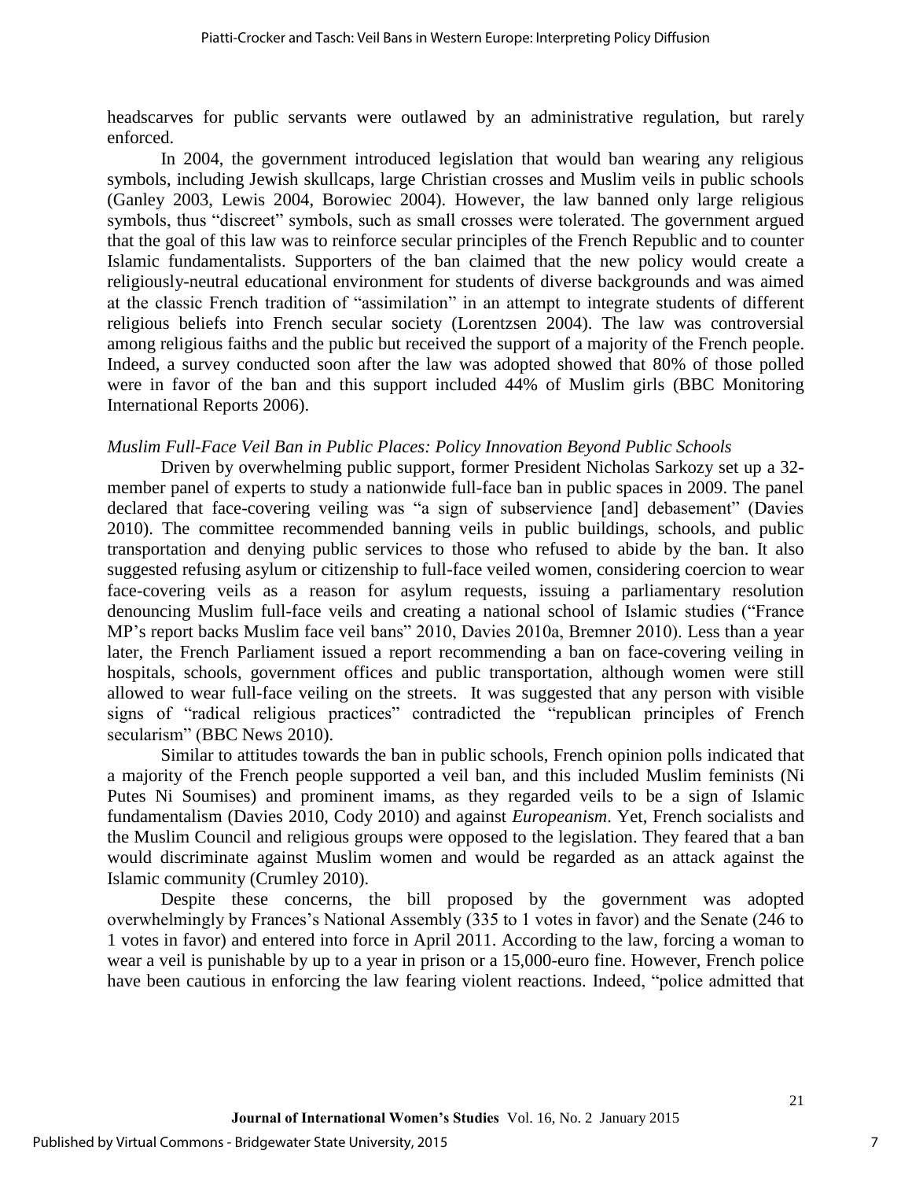headscarves for public servants were outlawed by an administrative regulation, but rarely enforced.

In 2004, the government introduced legislation that would ban wearing any religious symbols, including Jewish skullcaps, large Christian crosses and Muslim veils in public schools (Ganley 2003, Lewis 2004, Borowiec 2004). However, the law banned only large religious symbols, thus "discreet" symbols, such as small crosses were tolerated. The government argued that the goal of this law was to reinforce secular principles of the French Republic and to counter Islamic fundamentalists. Supporters of the ban claimed that the new policy would create a religiously-neutral educational environment for students of diverse backgrounds and was aimed at the classic French tradition of "assimilation" in an attempt to integrate students of different religious beliefs into French secular society (Lorentzsen 2004). The law was controversial among religious faiths and the public but received the support of a majority of the French people. Indeed, a survey conducted soon after the law was adopted showed that 80% of those polled were in favor of the ban and this support included 44% of Muslim girls (BBC Monitoring International Reports 2006).

*Muslim Full-Face Veil Ban in Public Places: Policy Innovation Beyond Public Schools*

Driven by overwhelming public support, former President Nicholas Sarkozy set up a 32-member panel of experts to study a nationwide full-face ban in public spaces in 2009. The panel declared that face-covering veiling was "a sign of subservience [and] debasement" (Davies 2010). The committee recommended banning veils in public buildings, schools, and public transportation and denying public services to those who refused to abide by the ban. It also suggested refusing asylum or citizenship to full-face veiled women, considering coercion to wear face-covering veils as a reason for asylum requests, issuing a parliamentary resolution denouncing Muslim full-face veils and creating a national school of Islamic studies ("France MP's report backs Muslim face veil bans" 2010, Davies 2010a, Bremner 2010). Less than a year later, the French Parliament issued a report recommending a ban on face-covering veiling in hospitals, schools, government offices and public transportation, although women were still allowed to wear full-face veiling on the streets. It was suggested that any person with visible signs of "radical religious practices" contradicted the "republican principles of French secularism" (BBC News 2010).

Similar to attitudes towards the ban in public schools, French opinion polls indicated that a majority of the French people supported a veil ban, and this included Muslim feminists (Ni Putes Ni Soumises) and prominent imams, as they regarded veils to be a sign of Islamic fundamentalism (Davies 2010, Cody 2010) and against *Europeanism*. Yet, French socialists and the Muslim Council and religious groups were opposed to the legislation. They feared that a ban would discriminate against Muslim women and would be regarded as an attack against the Islamic community (Crumley 2010).

Despite these concerns, the bill proposed by the government was adopted overwhelmingly by Frances's National Assembly (335 to 1 votes in favor) and the Senate (246 to 1 votes in favor) and entered into force in April 2011. According to the law, forcing a woman to wear a veil is punishable by up to a year in prison or a 15,000-euro fine. However, French police have been cautious in enforcing the law fearing violent reactions. Indeed, "police admitted that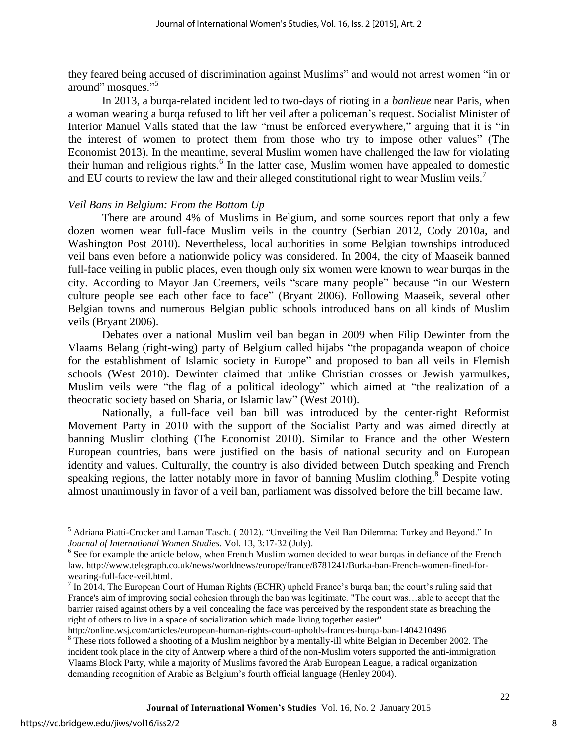they feared being accused of discrimination against Muslims" and would not arrest women "in or around" mosques."[5]

In 2013, a burqa-related incident led to two-days of rioting in a *banlieue* near Paris, when a woman wearing a burqa refused to lift her veil after a policeman's request. Socialist Minister of Interior Manuel Valls stated that the law "must be enforced everywhere," arguing that it is "in the interest of women to protect them from those who try to impose other values" (The Economist 2013). In the meantime, several Muslim women have challenged the law for violating their human and religious rights.[6] In the latter case, Muslim women have appealed to domestic and EU courts to review the law and their alleged constitutional right to wear Muslim veils.[7]

*Veil Bans in Belgium: From the Bottom Up*

There are around 4% of Muslims in Belgium, and some sources report that only a few dozen women wear full-face Muslim veils in the country (Serbian 2012, Cody 2010a, and Washington Post 2010). Nevertheless, local authorities in some Belgian townships introduced veil bans even before a nationwide policy was considered. In 2004, the city of Maaseik banned full-face veiling in public places, even though only six women were known to wear burqas in the city. According to Mayor Jan Creemers, veils "scare many people" because "in our Western culture people see each other face to face" (Bryant 2006). Following Maaseik, several other Belgian towns and numerous Belgian public schools introduced bans on all kinds of Muslim veils (Bryant 2006).

Debates over a national Muslim veil ban began in 2009 when Filip Dewinter from the Vlaams Belang (right-wing) party of Belgium called hijabs "the propaganda weapon of choice for the establishment of Islamic society in Europe" and proposed to ban all veils in Flemish schools (West 2010). Dewinter claimed that unlike Christian crosses or Jewish yarmulkes, Muslim veils were "the flag of a political ideology" which aimed at "the realization of a theocratic society based on Sharia, or Islamic law" (West 2010).

Nationally, a full-face veil ban bill was introduced by the center-right Reformist Movement Party in 2010 with the support of the Socialist Party and was aimed directly at banning Muslim clothing (The Economist 2010). Similar to France and the other Western European countries, bans were justified on the basis of national security and on European identity and values. Culturally, the country is also divided between Dutch speaking and French speaking regions, the latter notably more in favor of banning Muslim clothing.[8] Despite voting almost unanimously in favor of a veil ban, parliament was dissolved before the bill became law.

---

[5] Adriana Piatti-Crocker and Laman Tasch. ( 2012). "Unveiling the Veil Ban Dilemma: Turkey and Beyond." In *Journal of International Women Studies.* Vol. 13, 3:17-32 (July).

[6] See for example the article below, when French Muslim women decided to wear burqas in defiance of the French law. http://www.telegraph.co.uk/news/worldnews/europe/france/8781241/Burka-ban-French-women-fined-for-wearing-full-face-veil.html.

[7] In 2014, The European Court of Human Rights (ECHR) upheld France's burqa ban; the court's ruling said that France's aim of improving social cohesion through the ban was legitimate. "The court was…able to accept that the barrier raised against others by a veil concealing the face was perceived by the respondent state as breaching the right of others to live in a space of socialization which made living together easier" http://online.wsj.com/articles/european-human-rights-court-upholds-frances-burqa-ban-1404210496

[8] These riots followed a shooting of a Muslim neighbor by a mentally-ill white Belgian in December 2002. The incident took place in the city of Antwerp where a third of the non-Muslim voters supported the anti-immigration Vlaams Block Party, while a majority of Muslims favored the Arab European League, a radical organization demanding recognition of Arabic as Belgium's fourth official language (Henley 2004).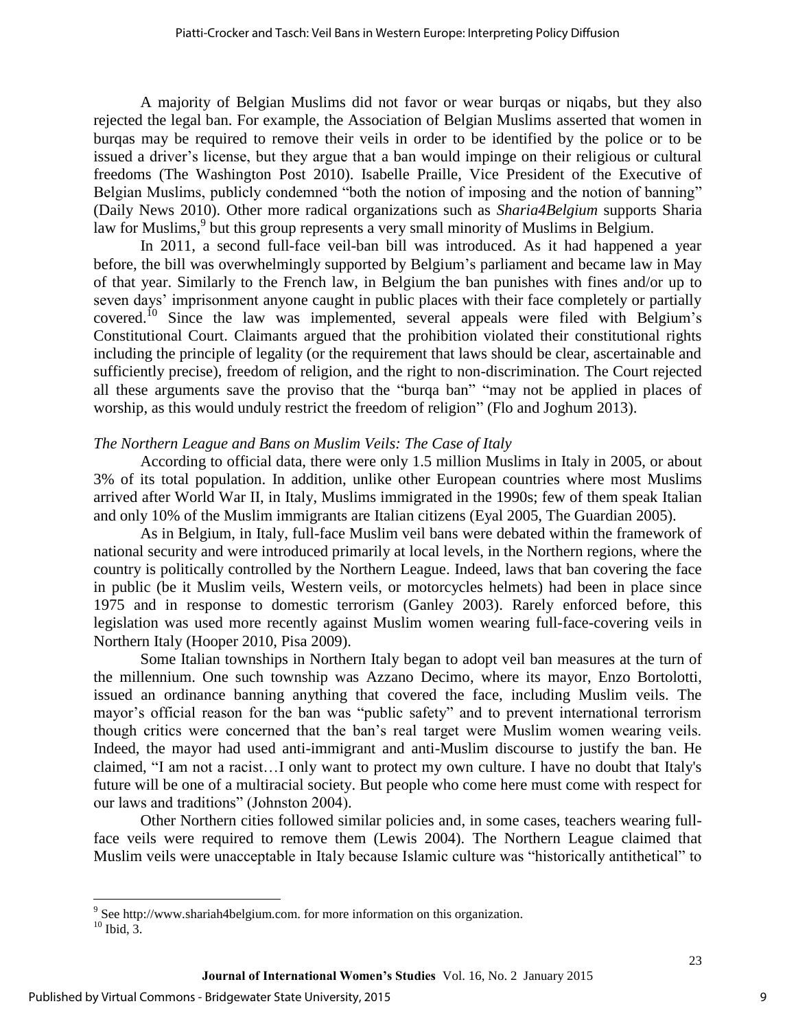A majority of Belgian Muslims did not favor or wear burqas or niqabs, but they also rejected the legal ban. For example, the Association of Belgian Muslims asserted that women in burqas may be required to remove their veils in order to be identified by the police or to be issued a driver's license, but they argue that a ban would impinge on their religious or cultural freedoms (The Washington Post 2010). Isabelle Praille, Vice President of the Executive of Belgian Muslims, publicly condemned "both the notion of imposing and the notion of banning" (Daily News 2010). Other more radical organizations such as *Sharia4Belgium* supports Sharia law for Muslims,[9] but this group represents a very small minority of Muslims in Belgium.

In 2011, a second full-face veil-ban bill was introduced. As it had happened a year before, the bill was overwhelmingly supported by Belgium's parliament and became law in May of that year. Similarly to the French law, in Belgium the ban punishes with fines and/or up to seven days' imprisonment anyone caught in public places with their face completely or partially covered.[10] Since the law was implemented, several appeals were filed with Belgium's Constitutional Court. Claimants argued that the prohibition violated their constitutional rights including the principle of legality (or the requirement that laws should be clear, ascertainable and sufficiently precise), freedom of religion, and the right to non-discrimination. The Court rejected all these arguments save the proviso that the "burqa ban" "may not be applied in places of worship, as this would unduly restrict the freedom of religion" (Flo and Joghum 2013).

*The Northern League and Bans on Muslim Veils: The Case of Italy*

According to official data, there were only 1.5 million Muslims in Italy in 2005, or about 3% of its total population. In addition, unlike other European countries where most Muslims arrived after World War II, in Italy, Muslims immigrated in the 1990s; few of them speak Italian and only 10% of the Muslim immigrants are Italian citizens (Eyal 2005, The Guardian 2005).

As in Belgium, in Italy, full-face Muslim veil bans were debated within the framework of national security and were introduced primarily at local levels, in the Northern regions, where the country is politically controlled by the Northern League. Indeed, laws that ban covering the face in public (be it Muslim veils, Western veils, or motorcycles helmets) had been in place since 1975 and in response to domestic terrorism (Ganley 2003). Rarely enforced before, this legislation was used more recently against Muslim women wearing full-face-covering veils in Northern Italy (Hooper 2010, Pisa 2009).

Some Italian townships in Northern Italy began to adopt veil ban measures at the turn of the millennium. One such township was Azzano Decimo, where its mayor, Enzo Bortolotti, issued an ordinance banning anything that covered the face, including Muslim veils. The mayor's official reason for the ban was "public safety" and to prevent international terrorism though critics were concerned that the ban's real target were Muslim women wearing veils. Indeed, the mayor had used anti-immigrant and anti-Muslim discourse to justify the ban. He claimed, "I am not a racist…I only want to protect my own culture. I have no doubt that Italy's future will be one of a multiracial society. But people who come here must come with respect for our laws and traditions" (Johnston 2004).

Other Northern cities followed similar policies and, in some cases, teachers wearing full-face veils were required to remove them (Lewis 2004). The Northern League claimed that Muslim veils were unacceptable in Italy because Islamic culture was "historically antithetical" to

---

[9] See http://www.shariah4belgium.com. for more information on this organization.

[10] Ibid, 3.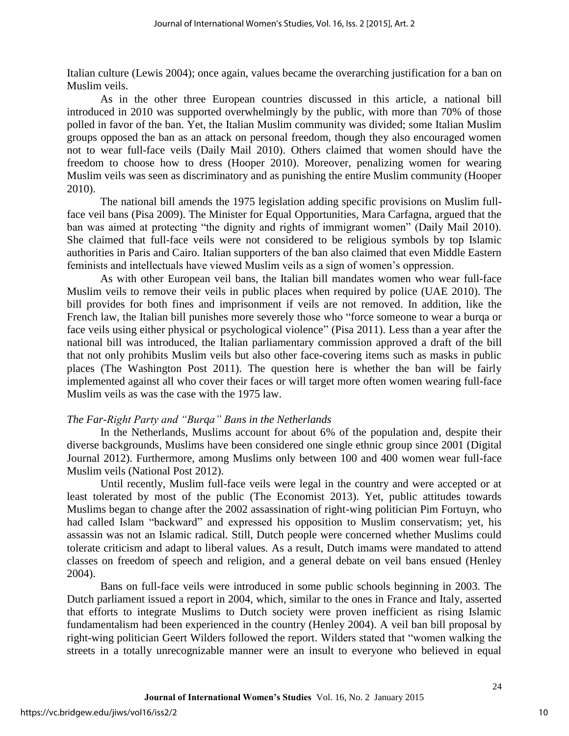Italian culture (Lewis 2004); once again, values became the overarching justification for a ban on Muslim veils.

As in the other three European countries discussed in this article, a national bill introduced in 2010 was supported overwhelmingly by the public, with more than 70% of those polled in favor of the ban. Yet, the Italian Muslim community was divided; some Italian Muslim groups opposed the ban as an attack on personal freedom, though they also encouraged women not to wear full-face veils (Daily Mail 2010). Others claimed that women should have the freedom to choose how to dress (Hooper 2010). Moreover, penalizing women for wearing Muslim veils was seen as discriminatory and as punishing the entire Muslim community (Hooper 2010).

The national bill amends the 1975 legislation adding specific provisions on Muslim full-face veil bans (Pisa 2009). The Minister for Equal Opportunities, Mara Carfagna, argued that the ban was aimed at protecting "the dignity and rights of immigrant women" (Daily Mail 2010). She claimed that full-face veils were not considered to be religious symbols by top Islamic authorities in Paris and Cairo. Italian supporters of the ban also claimed that even Middle Eastern feminists and intellectuals have viewed Muslim veils as a sign of women's oppression.

As with other European veil bans, the Italian bill mandates women who wear full-face Muslim veils to remove their veils in public places when required by police (UAE 2010). The bill provides for both fines and imprisonment if veils are not removed. In addition, like the French law, the Italian bill punishes more severely those who "force someone to wear a burqa or face veils using either physical or psychological violence" (Pisa 2011). Less than a year after the national bill was introduced, the Italian parliamentary commission approved a draft of the bill that not only prohibits Muslim veils but also other face-covering items such as masks in public places (The Washington Post 2011). The question here is whether the ban will be fairly implemented against all who cover their faces or will target more often women wearing full-face Muslim veils as was the case with the 1975 law.

### *The Far-Right Party and "Burqa" Bans in the Netherlands*

In the Netherlands, Muslims account for about 6% of the population and, despite their diverse backgrounds, Muslims have been considered one single ethnic group since 2001 (Digital Journal 2012). Furthermore, among Muslims only between 100 and 400 women wear full-face Muslim veils (National Post 2012).

Until recently, Muslim full-face veils were legal in the country and were accepted or at least tolerated by most of the public (The Economist 2013). Yet, public attitudes towards Muslims began to change after the 2002 assassination of right-wing politician Pim Fortuyn, who had called Islam "backward" and expressed his opposition to Muslim conservatism; yet, his assassin was not an Islamic radical. Still, Dutch people were concerned whether Muslims could tolerate criticism and adapt to liberal values. As a result, Dutch imams were mandated to attend classes on freedom of speech and religion, and a general debate on veil bans ensued (Henley 2004).

Bans on full-face veils were introduced in some public schools beginning in 2003. The Dutch parliament issued a report in 2004, which, similar to the ones in France and Italy, asserted that efforts to integrate Muslims to Dutch society were proven inefficient as rising Islamic fundamentalism had been experienced in the country (Henley 2004). A veil ban bill proposal by right-wing politician Geert Wilders followed the report. Wilders stated that "women walking the streets in a totally unrecognizable manner were an insult to everyone who believed in equal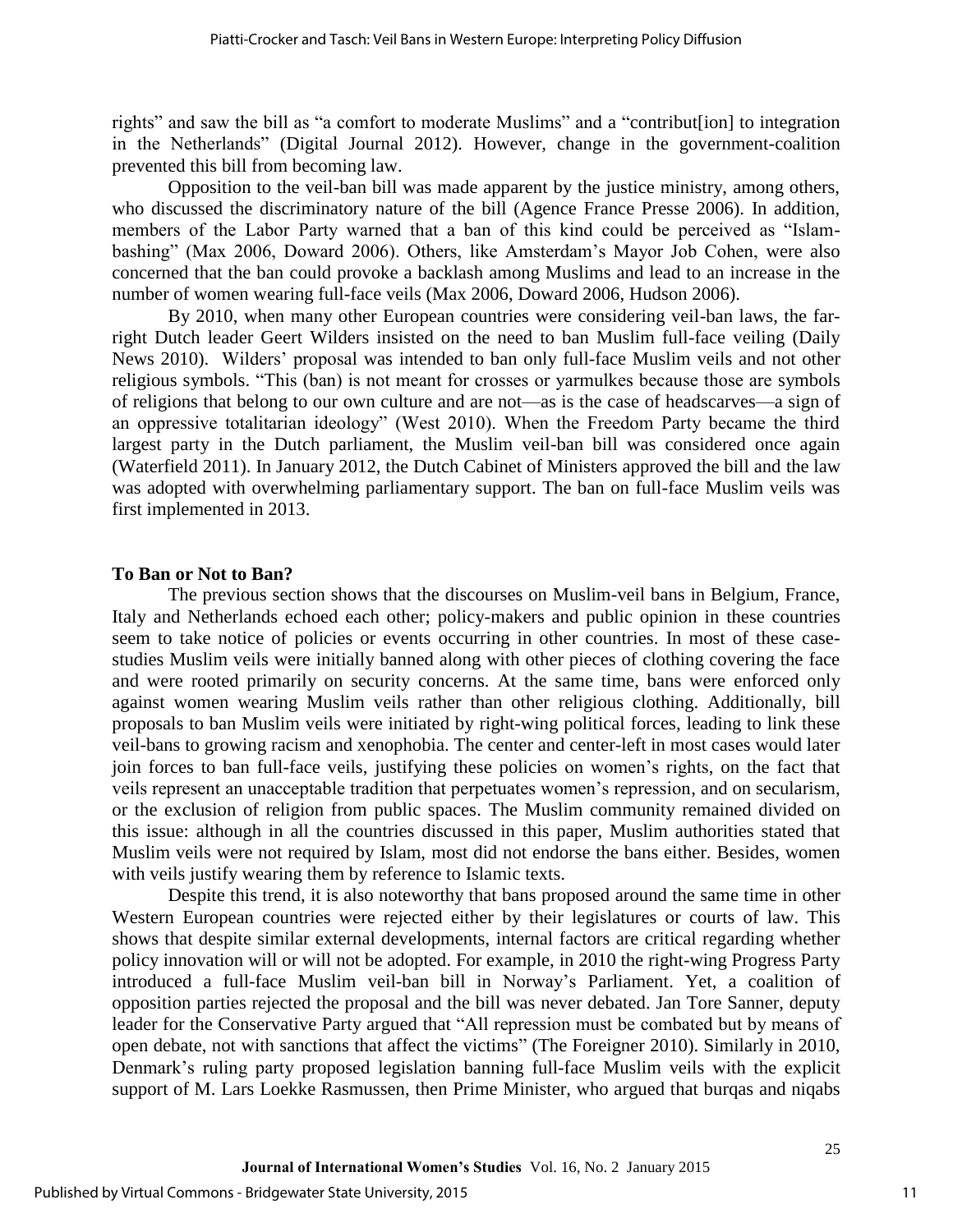rights" and saw the bill as "a comfort to moderate Muslims" and a "contribut[ion] to integration in the Netherlands" (Digital Journal 2012). However, change in the government-coalition prevented this bill from becoming law.

Opposition to the veil-ban bill was made apparent by the justice ministry, among others, who discussed the discriminatory nature of the bill (Agence France Presse 2006). In addition, members of the Labor Party warned that a ban of this kind could be perceived as "Islam-bashing" (Max 2006, Doward 2006). Others, like Amsterdam's Mayor Job Cohen, were also concerned that the ban could provoke a backlash among Muslims and lead to an increase in the number of women wearing full-face veils (Max 2006, Doward 2006, Hudson 2006).

By 2010, when many other European countries were considering veil-ban laws, the far-right Dutch leader Geert Wilders insisted on the need to ban Muslim full-face veiling (Daily News 2010). Wilders' proposal was intended to ban only full-face Muslim veils and not other religious symbols. "This (ban) is not meant for crosses or yarmulkes because those are symbols of religions that belong to our own culture and are not—as is the case of headscarves—a sign of an oppressive totalitarian ideology" (West 2010). When the Freedom Party became the third largest party in the Dutch parliament, the Muslim veil-ban bill was considered once again (Waterfield 2011). In January 2012, the Dutch Cabinet of Ministers approved the bill and the law was adopted with overwhelming parliamentary support. The ban on full-face Muslim veils was first implemented in 2013.

### To Ban or Not to Ban?

The previous section shows that the discourses on Muslim-veil bans in Belgium, France, Italy and Netherlands echoed each other; policy-makers and public opinion in these countries seem to take notice of policies or events occurring in other countries. In most of these case-studies Muslim veils were initially banned along with other pieces of clothing covering the face and were rooted primarily on security concerns. At the same time, bans were enforced only against women wearing Muslim veils rather than other religious clothing. Additionally, bill proposals to ban Muslim veils were initiated by right-wing political forces, leading to link these veil-bans to growing racism and xenophobia. The center and center-left in most cases would later join forces to ban full-face veils, justifying these policies on women's rights, on the fact that veils represent an unacceptable tradition that perpetuates women's repression, and on secularism, or the exclusion of religion from public spaces. The Muslim community remained divided on this issue: although in all the countries discussed in this paper, Muslim authorities stated that Muslim veils were not required by Islam, most did not endorse the bans either. Besides, women with veils justify wearing them by reference to Islamic texts.

Despite this trend, it is also noteworthy that bans proposed around the same time in other Western European countries were rejected either by their legislatures or courts of law. This shows that despite similar external developments, internal factors are critical regarding whether policy innovation will or will not be adopted. For example, in 2010 the right-wing Progress Party introduced a full-face Muslim veil-ban bill in Norway's Parliament. Yet, a coalition of opposition parties rejected the proposal and the bill was never debated. Jan Tore Sanner, deputy leader for the Conservative Party argued that "All repression must be combated but by means of open debate, not with sanctions that affect the victims" (The Foreigner 2010). Similarly in 2010, Denmark's ruling party proposed legislation banning full-face Muslim veils with the explicit support of M. Lars Loekke Rasmussen, then Prime Minister, who argued that burqas and niqabs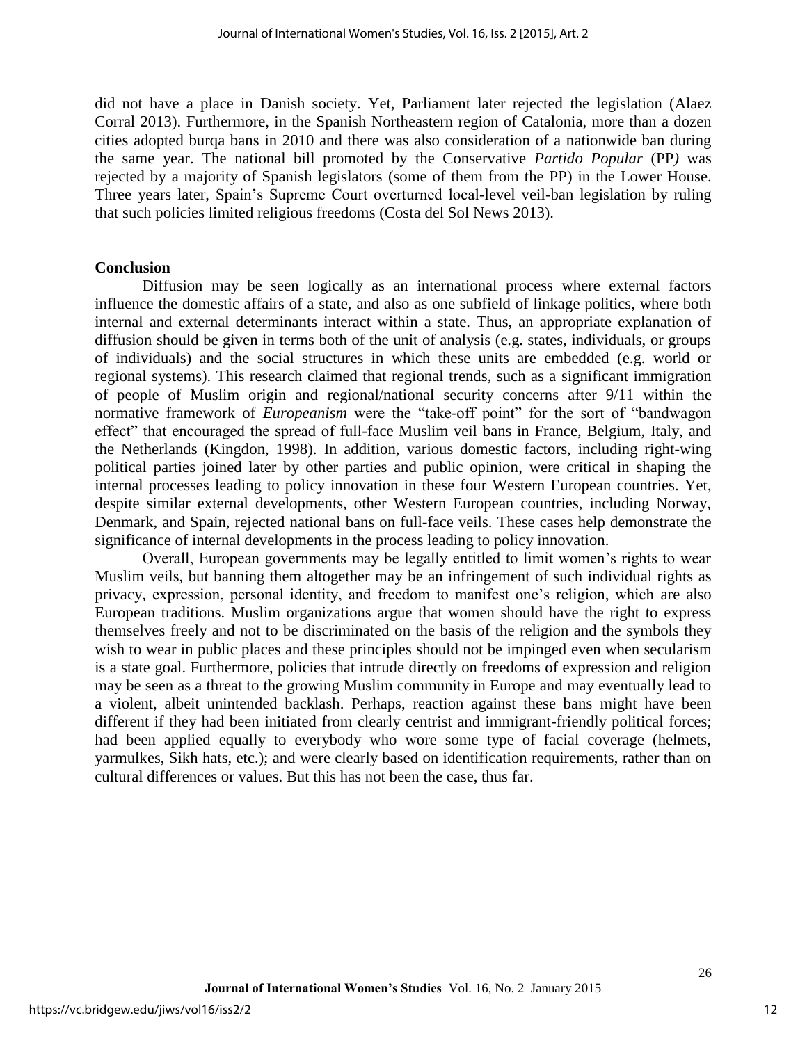did not have a place in Danish society. Yet, Parliament later rejected the legislation (Alaez Corral 2013). Furthermore, in the Spanish Northeastern region of Catalonia, more than a dozen cities adopted burqa bans in 2010 and there was also consideration of a nationwide ban during the same year. The national bill promoted by the Conservative *Partido Popular* (PP*)* was rejected by a majority of Spanish legislators (some of them from the PP) in the Lower House. Three years later, Spain's Supreme Court overturned local-level veil-ban legislation by ruling that such policies limited religious freedoms (Costa del Sol News 2013).

## Conclusion

Diffusion may be seen logically as an international process where external factors influence the domestic affairs of a state, and also as one subfield of linkage politics, where both internal and external determinants interact within a state. Thus, an appropriate explanation of diffusion should be given in terms both of the unit of analysis (e.g. states, individuals, or groups of individuals) and the social structures in which these units are embedded (e.g. world or regional systems). This research claimed that regional trends, such as a significant immigration of people of Muslim origin and regional/national security concerns after 9/11 within the normative framework of *Europeanism* were the "take-off point" for the sort of "bandwagon effect" that encouraged the spread of full-face Muslim veil bans in France, Belgium, Italy, and the Netherlands (Kingdon, 1998). In addition, various domestic factors, including right-wing political parties joined later by other parties and public opinion, were critical in shaping the internal processes leading to policy innovation in these four Western European countries. Yet, despite similar external developments, other Western European countries, including Norway, Denmark, and Spain, rejected national bans on full-face veils. These cases help demonstrate the significance of internal developments in the process leading to policy innovation.

Overall, European governments may be legally entitled to limit women's rights to wear Muslim veils, but banning them altogether may be an infringement of such individual rights as privacy, expression, personal identity, and freedom to manifest one's religion, which are also European traditions. Muslim organizations argue that women should have the right to express themselves freely and not to be discriminated on the basis of the religion and the symbols they wish to wear in public places and these principles should not be impinged even when secularism is a state goal. Furthermore, policies that intrude directly on freedoms of expression and religion may be seen as a threat to the growing Muslim community in Europe and may eventually lead to a violent, albeit unintended backlash. Perhaps, reaction against these bans might have been different if they had been initiated from clearly centrist and immigrant-friendly political forces; had been applied equally to everybody who wore some type of facial coverage (helmets, yarmulkes, Sikh hats, etc.); and were clearly based on identification requirements, rather than on cultural differences or values. But this has not been the case, thus far.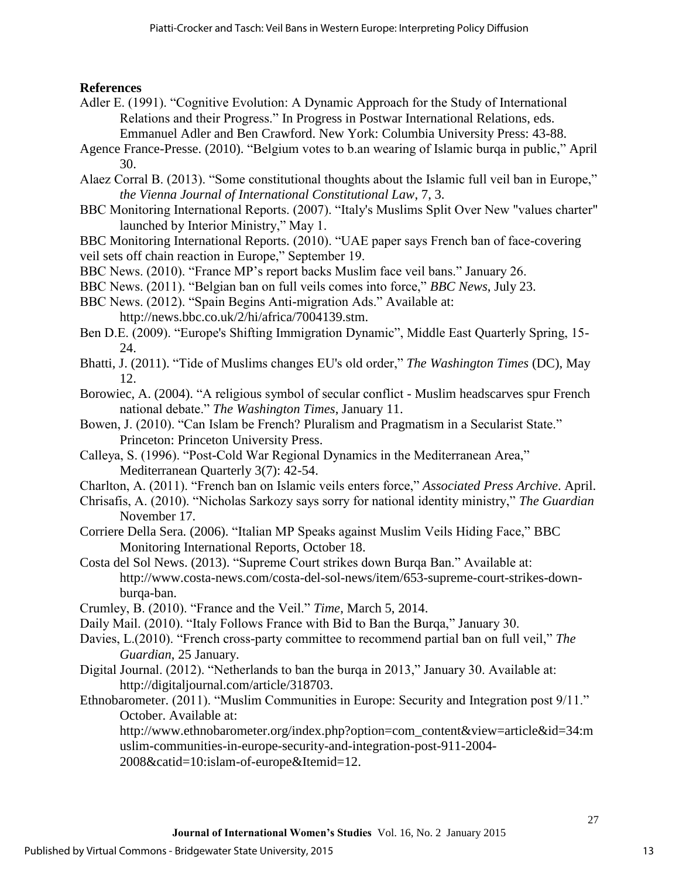**References**

Adler E. (1991). "Cognitive Evolution: A Dynamic Approach for the Study of International Relations and their Progress." In Progress in Postwar International Relations, eds. Emmanuel Adler and Ben Crawford. New York: Columbia University Press: 43-88.

Agence France-Presse. (2010). "Belgium votes to b.an wearing of Islamic burqa in public," April 30.

Alaez Corral B. (2013). "Some constitutional thoughts about the Islamic full veil ban in Europe," *the Vienna Journal of International Constitutional Law*, 7, 3.

BBC Monitoring International Reports. (2007). "Italy's Muslims Split Over New "values charter" launched by Interior Ministry," May 1.

BBC Monitoring International Reports. (2010). "UAE paper says French ban of face-covering veil sets off chain reaction in Europe," September 19.

BBC News. (2010). "France MP's report backs Muslim face veil bans." January 26.

BBC News. (2011). "Belgian ban on full veils comes into force," *BBC News*, July 23.

BBC News. (2012). "Spain Begins Anti-migration Ads." Available at: http://news.bbc.co.uk/2/hi/africa/7004139.stm.

Ben D.E. (2009). "Europe's Shifting Immigration Dynamic", Middle East Quarterly Spring, 15-24.

Bhatti, J. (2011). "Tide of Muslims changes EU's old order," *The Washington Times* (DC), May 12.

Borowiec, A. (2004). "A religious symbol of secular conflict - Muslim headscarves spur French national debate." *The Washington Times*, January 11.

Bowen, J. (2010). "Can Islam be French? Pluralism and Pragmatism in a Secularist State." Princeton: Princeton University Press.

Calleya, S. (1996). "Post-Cold War Regional Dynamics in the Mediterranean Area," Mediterranean Quarterly 3(7): 42-54.

Charlton, A. (2011). "French ban on Islamic veils enters force," *Associated Press Archive*. April.

Chrisafis, A. (2010). "Nicholas Sarkozy says sorry for national identity ministry," *The Guardian* November 17.

Corriere Della Sera. (2006). "Italian MP Speaks against Muslim Veils Hiding Face," BBC Monitoring International Reports, October 18.

Costa del Sol News. (2013). "Supreme Court strikes down Burqa Ban." Available at: http://www.costa-news.com/costa-del-sol-news/item/653-supreme-court-strikes-down-burqa-ban.

Crumley, B. (2010). "France and the Veil." *Time*, March 5, 2014.

Daily Mail. (2010). "Italy Follows France with Bid to Ban the Burqa," January 30.

Davies, L.(2010). "French cross-party committee to recommend partial ban on full veil," *The Guardian*, 25 January.

Digital Journal. (2012). "Netherlands to ban the burqa in 2013," January 30. Available at: http://digitaljournal.com/article/318703.

Ethnobarometer. (2011). "Muslim Communities in Europe: Security and Integration post 9/11." October. Available at: http://www.ethnobarometer.org/index.php?option=com_content&view=article&id=34:muslim-communities-in-europe-security-and-integration-post-911-2004-2008&catid=10:islam-of-europe&Itemid=12.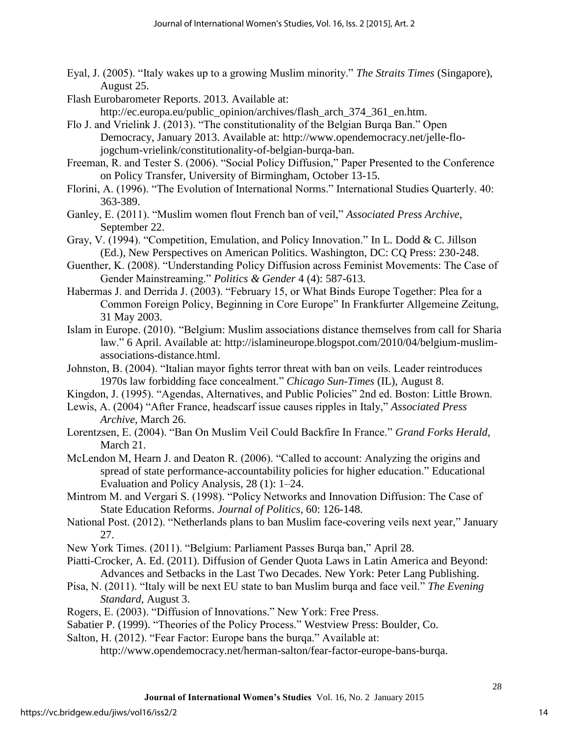Eyal, J. (2005). "Italy wakes up to a growing Muslim minority." *The Straits Times* (Singapore), August 25.

Flash Eurobarometer Reports. 2013. Available at: http://ec.europa.eu/public_opinion/archives/flash_arch_374_361_en.htm.

Flo J. and Vrielink J. (2013). "The constitutionality of the Belgian Burqa Ban." Open Democracy, January 2013. Available at: http://www.opendemocracy.net/jelle-flo-jogchum-vrielink/constitutionality-of-belgian-burqa-ban.

Freeman, R. and Tester S. (2006). "Social Policy Diffusion," Paper Presented to the Conference on Policy Transfer, University of Birmingham, October 13-15.

Florini, A. (1996). "The Evolution of International Norms." International Studies Quarterly. 40: 363-389.

Ganley, E. (2011). "Muslim women flout French ban of veil," *Associated Press Archive*, September 22.

Gray, V. (1994). "Competition, Emulation, and Policy Innovation." In L. Dodd & C. Jillson (Ed.), New Perspectives on American Politics. Washington, DC: CQ Press: 230-248.

Guenther, K. (2008). "Understanding Policy Diffusion across Feminist Movements: The Case of Gender Mainstreaming." *Politics & Gender* 4 (4): 587-613.

Habermas J. and Derrida J. (2003). "February 15, or What Binds Europe Together: Plea for a Common Foreign Policy, Beginning in Core Europe" In Frankfurter Allgemeine Zeitung, 31 May 2003.

Islam in Europe. (2010). "Belgium: Muslim associations distance themselves from call for Sharia law." 6 April. Available at: http://islamineurope.blogspot.com/2010/04/belgium-muslim-associations-distance.html.

Johnston, B. (2004). "Italian mayor fights terror threat with ban on veils. Leader reintroduces 1970s law forbidding face concealment." *Chicago Sun-Times* (IL), August 8.

Kingdon, J. (1995). "Agendas, Alternatives, and Public Policies" 2nd ed. Boston: Little Brown.

Lewis, A. (2004) "After France, headscarf issue causes ripples in Italy," *Associated Press Archive*, March 26.

Lorentzsen, E. (2004). "Ban On Muslim Veil Could Backfire In France." *Grand Forks Herald*, March 21.

McLendon M, Hearn J. and Deaton R. (2006). "Called to account: Analyzing the origins and spread of state performance-accountability policies for higher education." Educational Evaluation and Policy Analysis, 28 (1): 1–24.

Mintrom M. and Vergari S. (1998). "Policy Networks and Innovation Diffusion: The Case of State Education Reforms. *Journal of Politics,* 60: 126-148.

National Post. (2012). "Netherlands plans to ban Muslim face-covering veils next year," January 27.

New York Times. (2011). "Belgium: Parliament Passes Burqa ban," April 28.

Piatti-Crocker, A. Ed. (2011). Diffusion of Gender Quota Laws in Latin America and Beyond: Advances and Setbacks in the Last Two Decades. New York: Peter Lang Publishing.

Pisa, N. (2011). "Italy will be next EU state to ban Muslim burqa and face veil." *The Evening Standard,* August 3.

Rogers, E. (2003). "Diffusion of Innovations." New York: Free Press.

Sabatier P. (1999). "Theories of the Policy Process." Westview Press: Boulder, Co.

Salton, H. (2012). "Fear Factor: Europe bans the burqa." Available at: http://www.opendemocracy.net/herman-salton/fear-factor-europe-bans-burqa.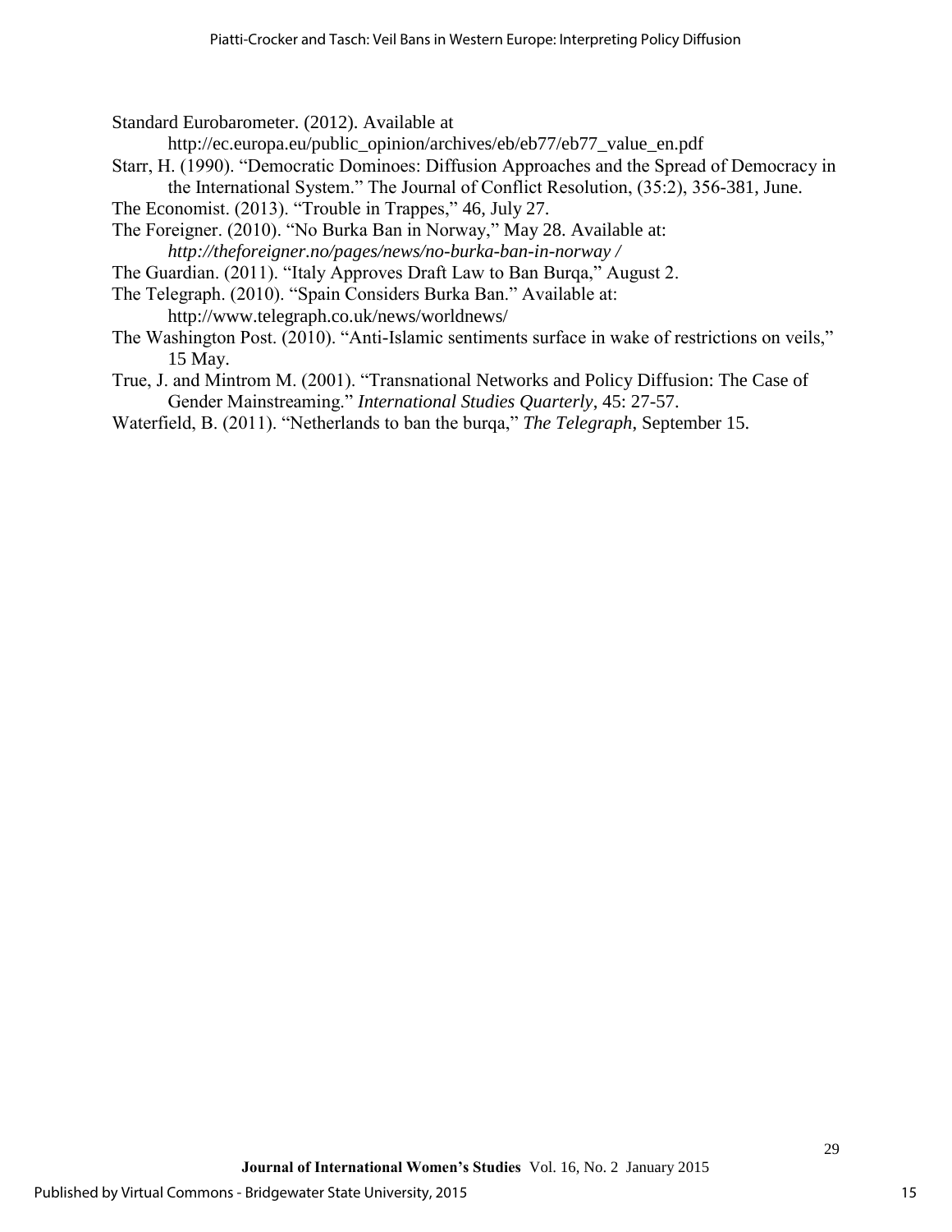Standard Eurobarometer. (2012). Available at http://ec.europa.eu/public_opinion/archives/eb/eb77/eb77_value_en.pdf

Starr, H. (1990). "Democratic Dominoes: Diffusion Approaches and the Spread of Democracy in the International System." The Journal of Conflict Resolution, (35:2), 356-381, June.

The Economist. (2013). "Trouble in Trappes," 46, July 27.

The Foreigner. (2010). "No Burka Ban in Norway," May 28. Available at: *http://theforeigner.no/pages/news/no-burka-ban-in-norway /*

The Guardian. (2011). "Italy Approves Draft Law to Ban Burqa," August 2.

The Telegraph. (2010). "Spain Considers Burka Ban." Available at: http://www.telegraph.co.uk/news/worldnews/

The Washington Post. (2010). "Anti-Islamic sentiments surface in wake of restrictions on veils," 15 May.

True, J. and Mintrom M. (2001). "Transnational Networks and Policy Diffusion: The Case of Gender Mainstreaming." *International Studies Quarterly*, 45: 27-57.

Waterfield, B. (2011). "Netherlands to ban the burqa," *The Telegraph*, September 15.